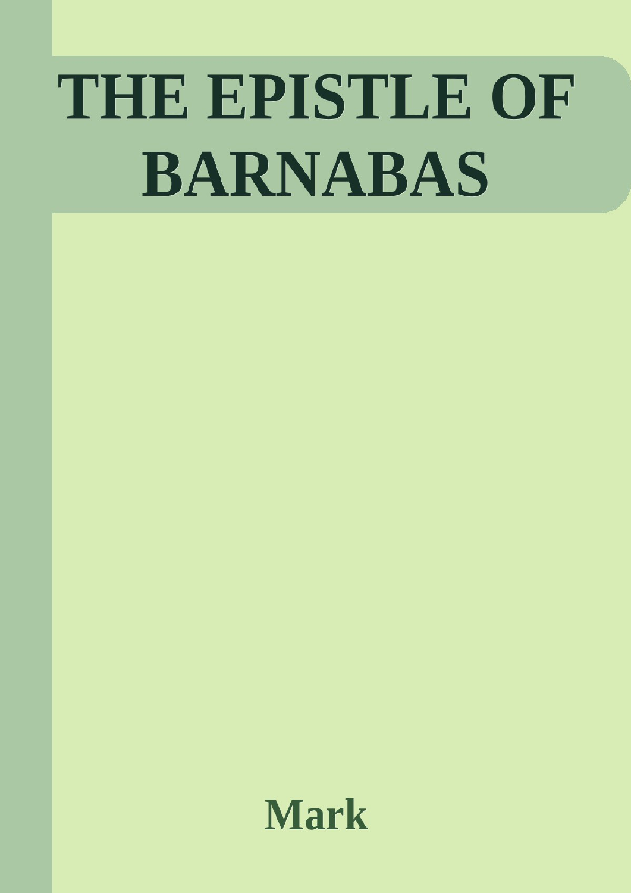# THE EPISTLE OF BARNABAS

**Mark**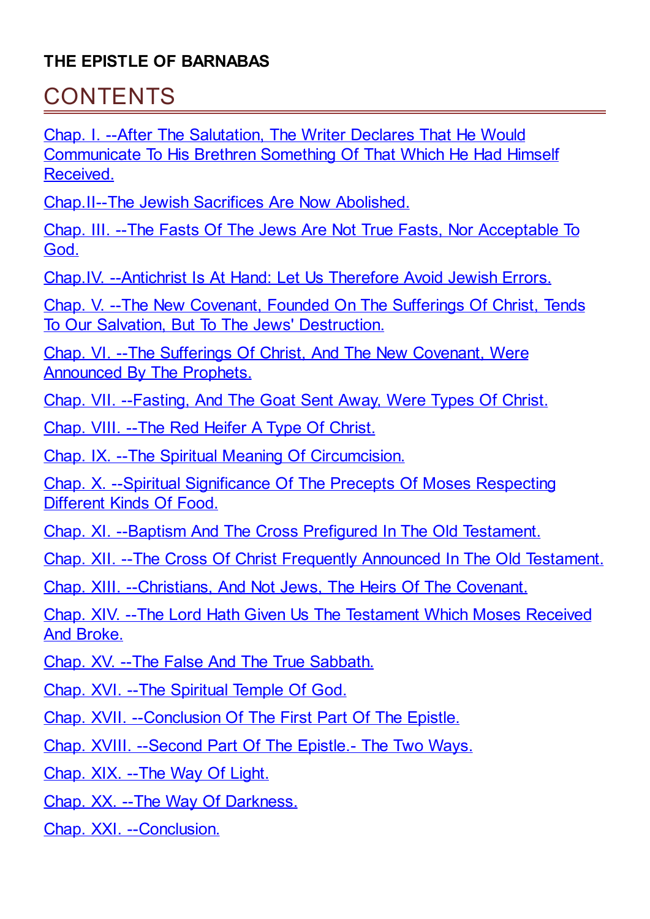**THE EPISTLE OF BARNABAS**

# CONTENTS

Chap. I. --After The Salutation, The Writer Declares That He Would Communicate To His Brethren Something Of That Which He Had Himself Received.

Chap.II--The Jewish Sacrifices Are Now Abolished.

Chap. III. --The Fasts Of The Jews Are Not True Fasts, Nor Acceptable To God.

Chap.IV. --Antichrist Is At Hand: Let Us Therefore Avoid Jewish Errors.

Chap. V. --The New Covenant, Founded On The Sufferings Of Christ, Tends To Our Salvation, But To The Jews' Destruction.

Chap. VI. --The Sufferings Of Christ, And The New Covenant, Were Announced By The Prophets.

Chap. VII. --Fasting, And The Goat Sent Away, Were Types Of Christ.

Chap. VIII. --The Red Heifer A Type Of Christ.

Chap. IX. --The Spiritual Meaning Of Circumcision.

Chap. X. --Spiritual Significance Of The Precepts Of Moses Respecting Different Kinds Of Food.

Chap. XI. --Baptism And The Cross Prefigured In The Old Testament.

Chap. XII. --The Cross Of Christ Frequently Announced In The Old Testament.

Chap. XIII. --Christians, And Not Jews, The Heirs Of The Covenant.

Chap. XIV. --The Lord Hath Given Us The Testament Which Moses Received And Broke.

Chap. XV. --The False And The True Sabbath.

Chap. XVI. --The Spiritual Temple Of God.

Chap. XVII. --Conclusion Of The First Part Of The Epistle.

Chap. XVIII. --Second Part Of The Epistle.- The Two Ways.

Chap. XIX. --The Way Of Light.

Chap. XX. --The Way Of Darkness.

Chap. XXI. --Conclusion.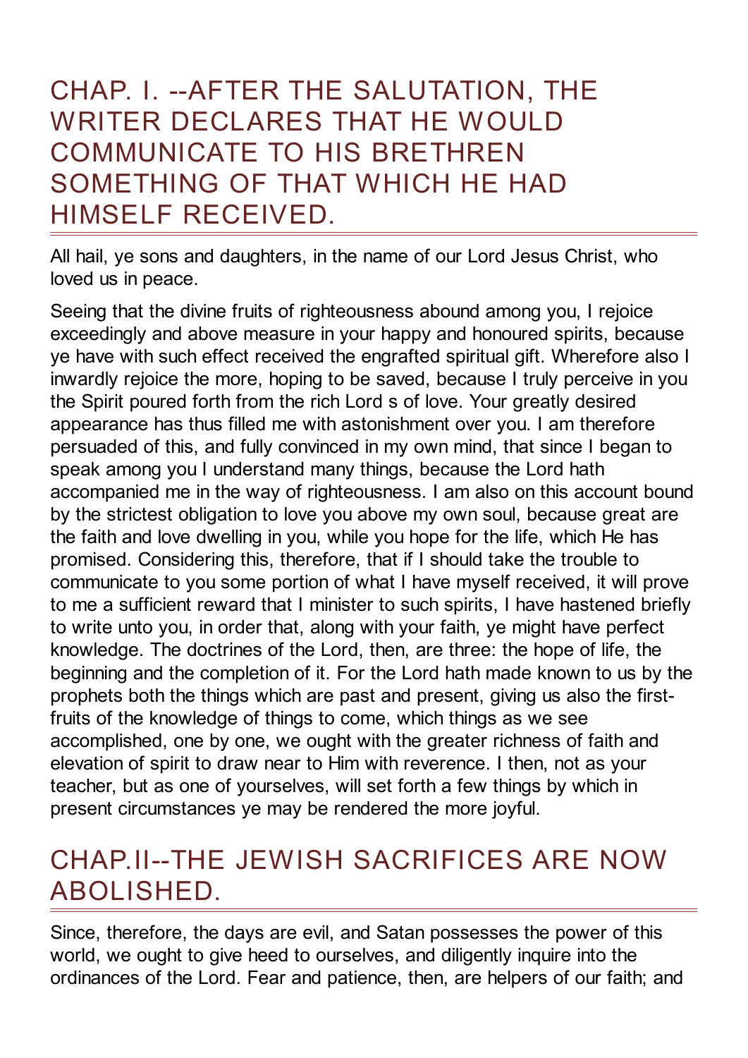## CHAP. I. --AFTER THE SALUTATION, THE WRITER DECLARES THAT HE WOULD COMMUNICATE TO HIS BRETHREN SOMETHING OF THAT WHICH HE HAD HIMSELF RECEIVED.

All hail, ye sons and daughters, in the name of our Lord Jesus Christ, who loved us in peace.

Seeing that the divine fruits of righteousness abound among you, I rejoice exceedingly and above measure in your happy and honoured spirits, because ye have with such effect received the engrafted spiritual gift. Wherefore also I inwardly rejoice the more, hoping to be saved, because I truly perceive in you the Spirit poured forth from the rich Lord s of love. Your greatly desired appearance has thus filled me with astonishment over you. I am therefore persuaded of this, and fully convinced in my own mind, that since I began to speak among you I understand many things, because the Lord hath accompanied me in the way of righteousness. I am also on this account bound by the strictest obligation to love you above my own soul, because great are the faith and love dwelling in you, while you hope for the life, which He has promised. Considering this, therefore, that if I should take the trouble to communicate to you some portion of what I have myself received, it will prove to me a sufficient reward that I minister to such spirits, I have hastened briefly to write unto you, in order that, along with your faith, ye might have perfect knowledge. The doctrines of the Lord, then, are three: the hope of life, the beginning and the completion of it. For the Lord hath made known to us by the prophets both the things which are past and present, giving us also the first-fruits of the knowledge of things to come, which things as we see accomplished, one by one, we ought with the greater richness of faith and elevation of spirit to draw near to Him with reverence. I then, not as your teacher, but as one of yourselves, will set forth a few things by which in present circumstances ye may be rendered the more joyful.

## CHAP.II--THE JEWISH SACRIFICES ARE NOW ABOLISHED.

Since, therefore, the days are evil, and Satan possesses the power of this world, we ought to give heed to ourselves, and diligently inquire into the ordinances of the Lord. Fear and patience, then, are helpers of our faith; and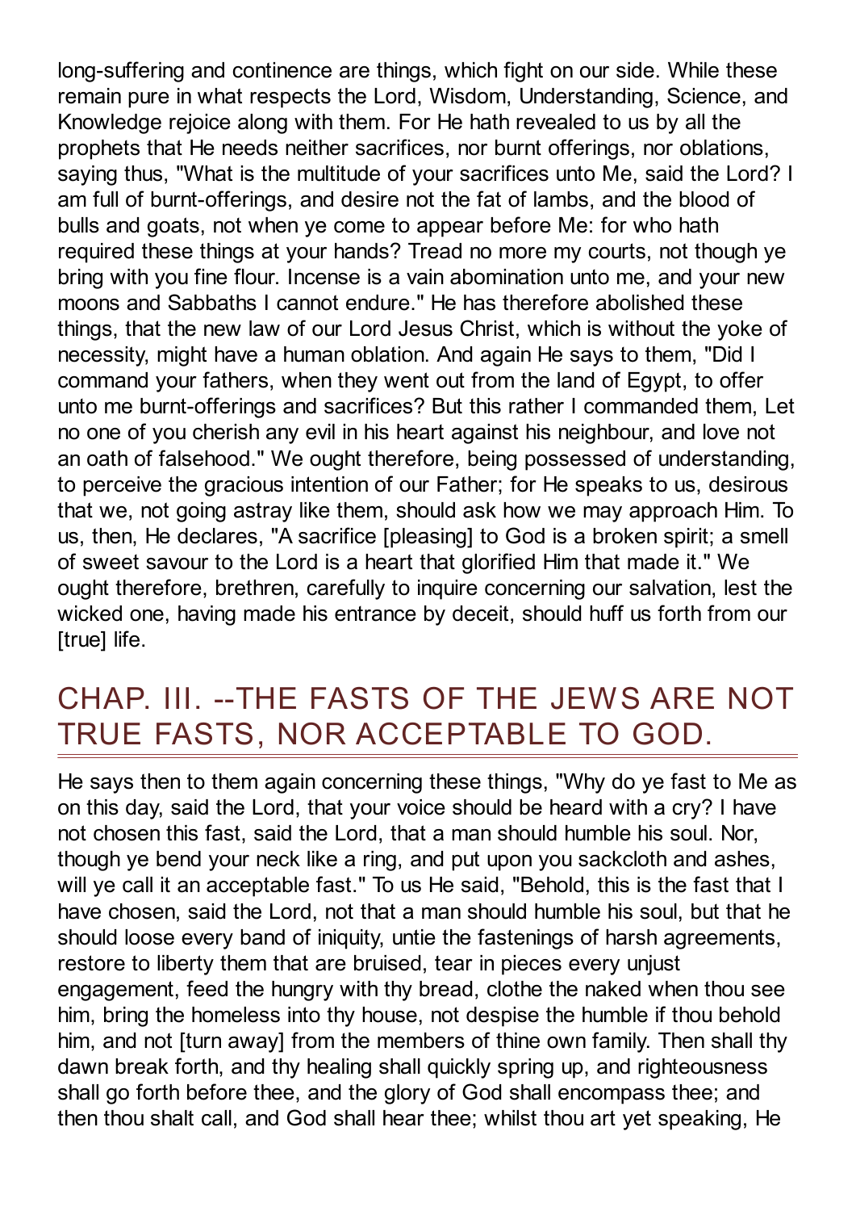long-suffering and continence are things, which fight on our side. While these remain pure in what respects the Lord, Wisdom, Understanding, Science, and Knowledge rejoice along with them. For He hath revealed to us by all the prophets that He needs neither sacrifices, nor burnt offerings, nor oblations, saying thus, "What is the multitude of your sacrifices unto Me, said the Lord? I am full of burnt-offerings, and desire not the fat of lambs, and the blood of bulls and goats, not when ye come to appear before Me: for who hath required these things at your hands? Tread no more my courts, not though ye bring with you fine flour. Incense is a vain abomination unto me, and your new moons and Sabbaths I cannot endure." He has therefore abolished these things, that the new law of our Lord Jesus Christ, which is without the yoke of necessity, might have a human oblation. And again He says to them, "Did I command your fathers, when they went out from the land of Egypt, to offer unto me burnt-offerings and sacrifices? But this rather I commanded them, Let no one of you cherish any evil in his heart against his neighbour, and love not an oath of falsehood." We ought therefore, being possessed of understanding, to perceive the gracious intention of our Father; for He speaks to us, desirous that we, not going astray like them, should ask how we may approach Him. To us, then, He declares, "A sacrifice [pleasing] to God is a broken spirit; a smell of sweet savour to the Lord is a heart that glorified Him that made it." We ought therefore, brethren, carefully to inquire concerning our salvation, lest the wicked one, having made his entrance by deceit, should huff us forth from our [true] life.

## CHAP. III. --THE FASTS OF THE JEWS ARE NOT TRUE FASTS, NOR ACCEPTABLE TO GOD.

He says then to them again concerning these things, "Why do ye fast to Me as on this day, said the Lord, that your voice should be heard with a cry? I have not chosen this fast, said the Lord, that a man should humble his soul. Nor, though ye bend your neck like a ring, and put upon you sackcloth and ashes, will ye call it an acceptable fast." To us He said, "Behold, this is the fast that I have chosen, said the Lord, not that a man should humble his soul, but that he should loose every band of iniquity, untie the fastenings of harsh agreements, restore to liberty them that are bruised, tear in pieces every unjust engagement, feed the hungry with thy bread, clothe the naked when thou see him, bring the homeless into thy house, not despise the humble if thou behold him, and not [turn away] from the members of thine own family. Then shall thy dawn break forth, and thy healing shall quickly spring up, and righteousness shall go forth before thee, and the glory of God shall encompass thee; and then thou shalt call, and God shall hear thee; whilst thou art yet speaking, He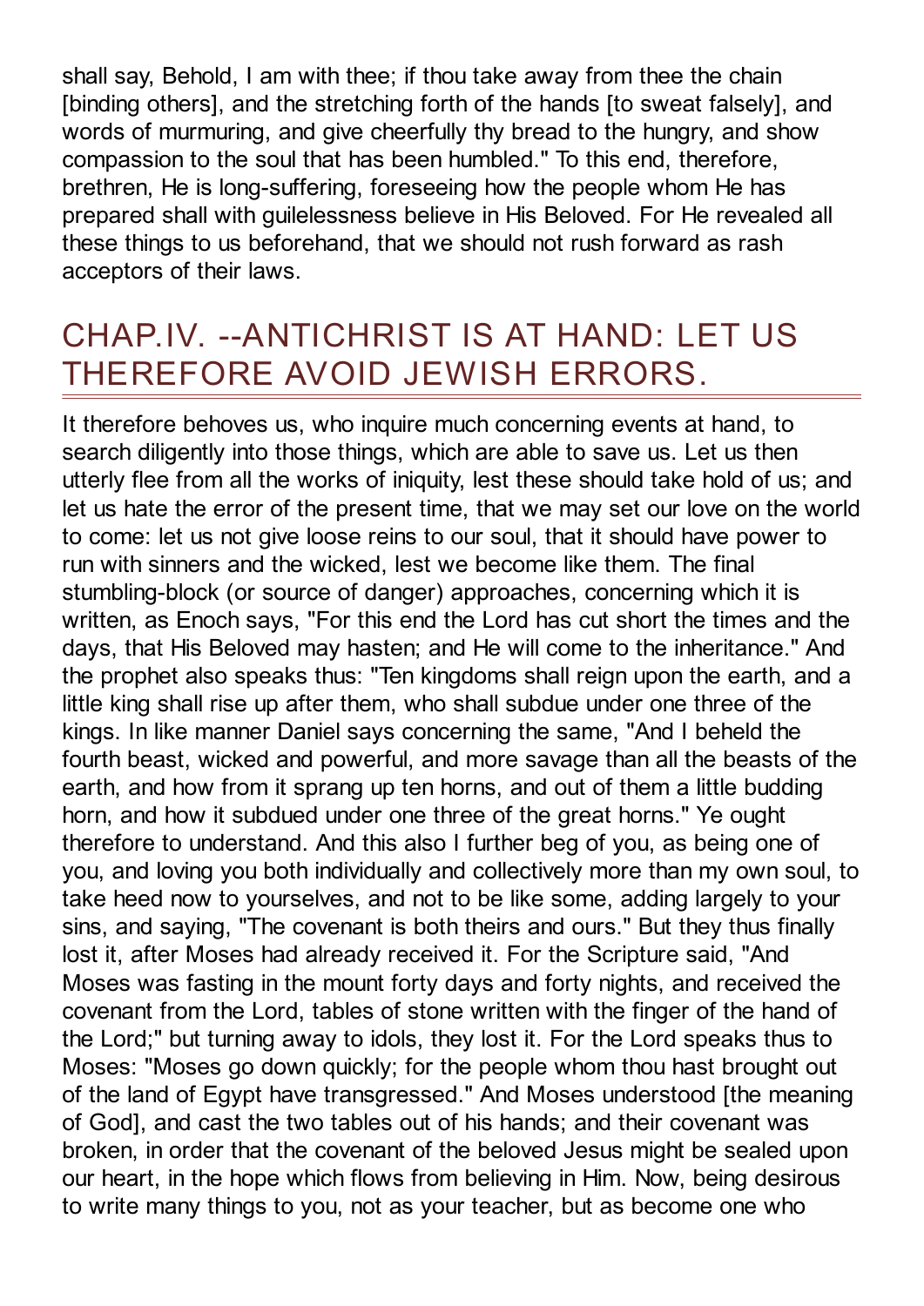shall say, Behold, I am with thee; if thou take away from thee the chain [binding others], and the stretching forth of the hands [to sweat falsely], and words of murmuring, and give cheerfully thy bread to the hungry, and show compassion to the soul that has been humbled." To this end, therefore, brethren, He is long-suffering, foreseeing how the people whom He has prepared shall with guilelessness believe in His Beloved. For He revealed all these things to us beforehand, that we should not rush forward as rash acceptors of their laws.

## CHAP.IV. --ANTICHRIST IS AT HAND: LET US THEREFORE AVOID JEWISH ERRORS.

It therefore behoves us, who inquire much concerning events at hand, to search diligently into those things, which are able to save us. Let us then utterly flee from all the works of iniquity, lest these should take hold of us; and let us hate the error of the present time, that we may set our love on the world to come: let us not give loose reins to our soul, that it should have power to run with sinners and the wicked, lest we become like them. The final stumbling-block (or source of danger) approaches, concerning which it is written, as Enoch says, "For this end the Lord has cut short the times and the days, that His Beloved may hasten; and He will come to the inheritance." And the prophet also speaks thus: "Ten kingdoms shall reign upon the earth, and a little king shall rise up after them, who shall subdue under one three of the kings. In like manner Daniel says concerning the same, "And I beheld the fourth beast, wicked and powerful, and more savage than all the beasts of the earth, and how from it sprang up ten horns, and out of them a little budding horn, and how it subdued under one three of the great horns." Ye ought therefore to understand. And this also I further beg of you, as being one of you, and loving you both individually and collectively more than my own soul, to take heed now to yourselves, and not to be like some, adding largely to your sins, and saying, "The covenant is both theirs and ours." But they thus finally lost it, after Moses had already received it. For the Scripture said, "And Moses was fasting in the mount forty days and forty nights, and received the covenant from the Lord, tables of stone written with the finger of the hand of the Lord;" but turning away to idols, they lost it. For the Lord speaks thus to Moses: "Moses go down quickly; for the people whom thou hast brought out of the land of Egypt have transgressed." And Moses understood [the meaning of God], and cast the two tables out of his hands; and their covenant was broken, in order that the covenant of the beloved Jesus might be sealed upon our heart, in the hope which flows from believing in Him. Now, being desirous to write many things to you, not as your teacher, but as become one who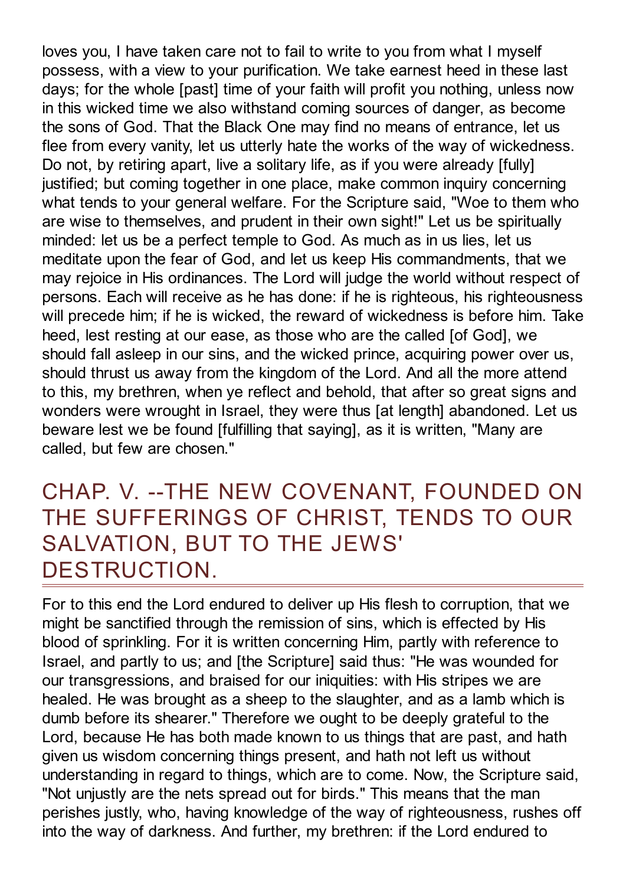loves you, I have taken care not to fail to write to you from what I myself possess, with a view to your purification. We take earnest heed in these last days; for the whole [past] time of your faith will profit you nothing, unless now in this wicked time we also withstand coming sources of danger, as become the sons of God. That the Black One may find no means of entrance, let us flee from every vanity, let us utterly hate the works of the way of wickedness. Do not, by retiring apart, live a solitary life, as if you were already [fully] justified; but coming together in one place, make common inquiry concerning what tends to your general welfare. For the Scripture said, "Woe to them who are wise to themselves, and prudent in their own sight!" Let us be spiritually minded: let us be a perfect temple to God. As much as in us lies, let us meditate upon the fear of God, and let us keep His commandments, that we may rejoice in His ordinances. The Lord will judge the world without respect of persons. Each will receive as he has done: if he is righteous, his righteousness will precede him; if he is wicked, the reward of wickedness is before him. Take heed, lest resting at our ease, as those who are the called [of God], we should fall asleep in our sins, and the wicked prince, acquiring power over us, should thrust us away from the kingdom of the Lord. And all the more attend to this, my brethren, when ye reflect and behold, that after so great signs and wonders were wrought in Israel, they were thus [at length] abandoned. Let us beware lest we be found [fulfilling that saying], as it is written, "Many are called, but few are chosen."

## CHAP. V. --THE NEW COVENANT, FOUNDED ON THE SUFFERINGS OF CHRIST, TENDS TO OUR SALVATION, BUT TO THE JEWS' DESTRUCTION.

For to this end the Lord endured to deliver up His flesh to corruption, that we might be sanctified through the remission of sins, which is effected by His blood of sprinkling. For it is written concerning Him, partly with reference to Israel, and partly to us; and [the Scripture] said thus: "He was wounded for our transgressions, and braised for our iniquities: with His stripes we are healed. He was brought as a sheep to the slaughter, and as a lamb which is dumb before its shearer." Therefore we ought to be deeply grateful to the Lord, because He has both made known to us things that are past, and hath given us wisdom concerning things present, and hath not left us without understanding in regard to things, which are to come. Now, the Scripture said, "Not unjustly are the nets spread out for birds." This means that the man perishes justly, who, having knowledge of the way of righteousness, rushes off into the way of darkness. And further, my brethren: if the Lord endured to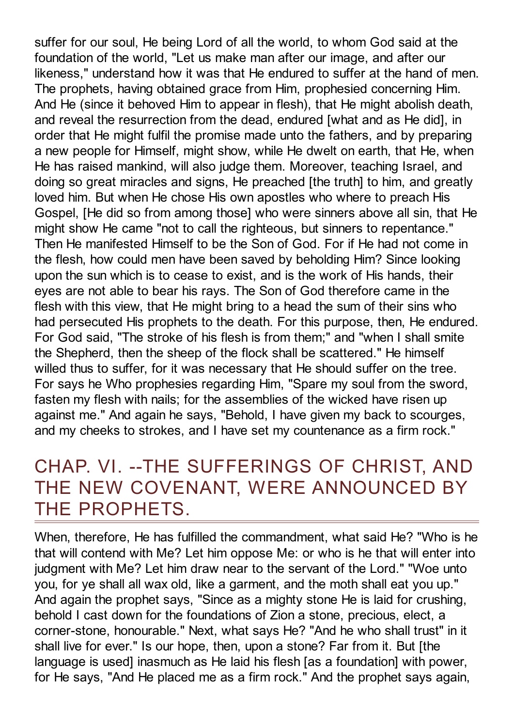suffer for our soul, He being Lord of all the world, to whom God said at the foundation of the world, "Let us make man after our image, and after our likeness," understand how it was that He endured to suffer at the hand of men. The prophets, having obtained grace from Him, prophesied concerning Him. And He (since it behoved Him to appear in flesh), that He might abolish death, and reveal the resurrection from the dead, endured [what and as He did], in order that He might fulfil the promise made unto the fathers, and by preparing a new people for Himself, might show, while He dwelt on earth, that He, when He has raised mankind, will also judge them. Moreover, teaching Israel, and doing so great miracles and signs, He preached [the truth] to him, and greatly loved him. But when He chose His own apostles who where to preach His Gospel, [He did so from among those] who were sinners above all sin, that He might show He came "not to call the righteous, but sinners to repentance." Then He manifested Himself to be the Son of God. For if He had not come in the flesh, how could men have been saved by beholding Him? Since looking upon the sun which is to cease to exist, and is the work of His hands, their eyes are not able to bear his rays. The Son of God therefore came in the flesh with this view, that He might bring to a head the sum of their sins who had persecuted His prophets to the death. For this purpose, then, He endured. For God said, "The stroke of his flesh is from them;" and "when I shall smite the Shepherd, then the sheep of the flock shall be scattered." He himself willed thus to suffer, for it was necessary that He should suffer on the tree. For says he Who prophesies regarding Him, "Spare my soul from the sword, fasten my flesh with nails; for the assemblies of the wicked have risen up against me." And again he says, "Behold, I have given my back to scourges, and my cheeks to strokes, and I have set my countenance as a firm rock."

## CHAP. VI. --THE SUFFERINGS OF CHRIST, AND THE NEW COVENANT, WERE ANNOUNCED BY THE PROPHETS.

When, therefore, He has fulfilled the commandment, what said He? "Who is he that will contend with Me? Let him oppose Me: or who is he that will enter into judgment with Me? Let him draw near to the servant of the Lord." "Woe unto you, for ye shall all wax old, like a garment, and the moth shall eat you up." And again the prophet says, "Since as a mighty stone He is laid for crushing, behold I cast down for the foundations of Zion a stone, precious, elect, a corner-stone, honourable." Next, what says He? "And he who shall trust" in it shall live for ever." Is our hope, then, upon a stone? Far from it. But [the language is used] inasmuch as He laid his flesh [as a foundation] with power, for He says, "And He placed me as a firm rock." And the prophet says again,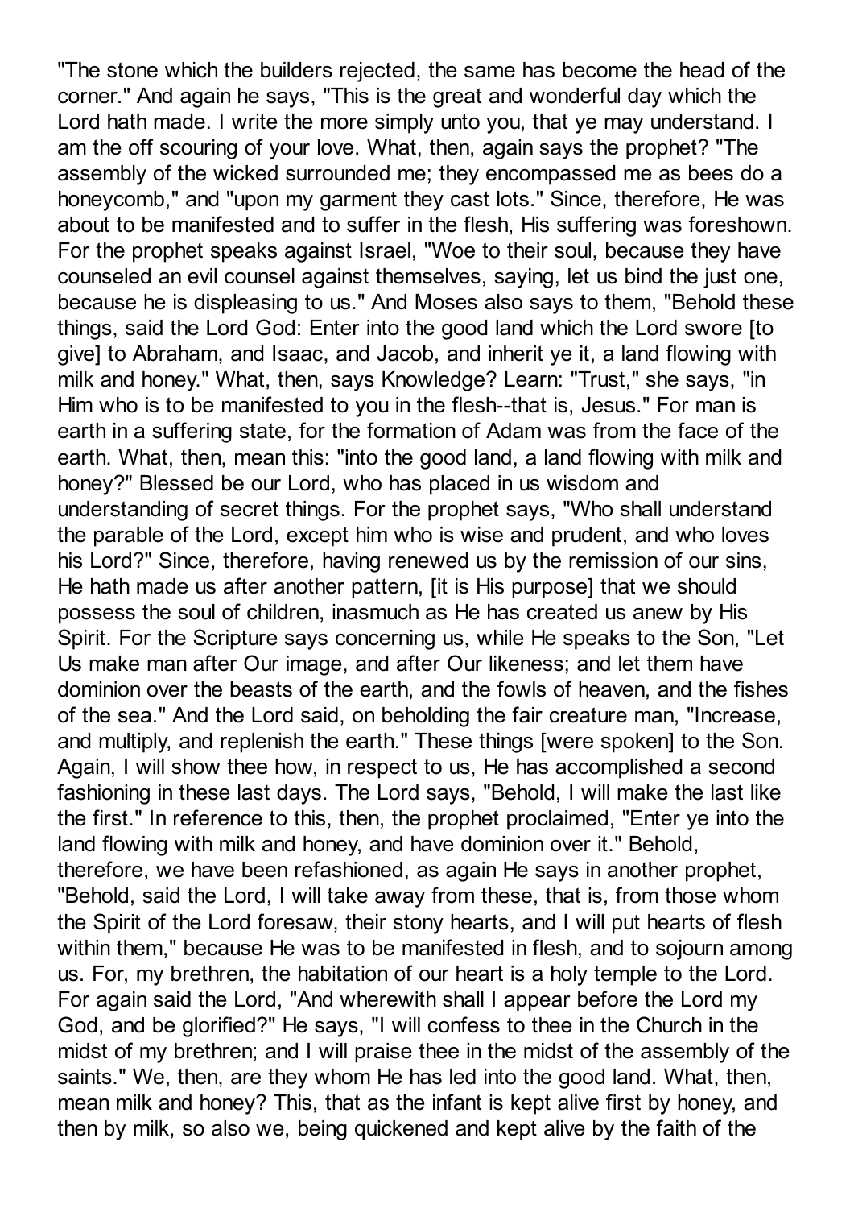"The stone which the builders rejected, the same has become the head of the corner." And again he says, "This is the great and wonderful day which the Lord hath made. I write the more simply unto you, that ye may understand. I am the off scouring of your love. What, then, again says the prophet? "The assembly of the wicked surrounded me; they encompassed me as bees do a honeycomb," and "upon my garment they cast lots." Since, therefore, He was about to be manifested and to suffer in the flesh, His suffering was foreshown. For the prophet speaks against Israel, "Woe to their soul, because they have counseled an evil counsel against themselves, saying, let us bind the just one, because he is displeasing to us." And Moses also says to them, "Behold these things, said the Lord God: Enter into the good land which the Lord swore [to give] to Abraham, and Isaac, and Jacob, and inherit ye it, a land flowing with milk and honey." What, then, says Knowledge? Learn: "Trust," she says, "in Him who is to be manifested to you in the flesh--that is, Jesus." For man is earth in a suffering state, for the formation of Adam was from the face of the earth. What, then, mean this: "into the good land, a land flowing with milk and honey?" Blessed be our Lord, who has placed in us wisdom and understanding of secret things. For the prophet says, "Who shall understand the parable of the Lord, except him who is wise and prudent, and who loves his Lord?" Since, therefore, having renewed us by the remission of our sins, He hath made us after another pattern, [it is His purpose] that we should possess the soul of children, inasmuch as He has created us anew by His Spirit. For the Scripture says concerning us, while He speaks to the Son, "Let Us make man after Our image, and after Our likeness; and let them have dominion over the beasts of the earth, and the fowls of heaven, and the fishes of the sea." And the Lord said, on beholding the fair creature man, "Increase, and multiply, and replenish the earth." These things [were spoken] to the Son. Again, I will show thee how, in respect to us, He has accomplished a second fashioning in these last days. The Lord says, "Behold, I will make the last like the first." In reference to this, then, the prophet proclaimed, "Enter ye into the land flowing with milk and honey, and have dominion over it." Behold, therefore, we have been refashioned, as again He says in another prophet, "Behold, said the Lord, I will take away from these, that is, from those whom the Spirit of the Lord foresaw, their stony hearts, and I will put hearts of flesh within them," because He was to be manifested in flesh, and to sojourn among us. For, my brethren, the habitation of our heart is a holy temple to the Lord. For again said the Lord, "And wherewith shall I appear before the Lord my God, and be glorified?" He says, "I will confess to thee in the Church in the midst of my brethren; and I will praise thee in the midst of the assembly of the saints." We, then, are they whom He has led into the good land. What, then, mean milk and honey? This, that as the infant is kept alive first by honey, and then by milk, so also we, being quickened and kept alive by the faith of the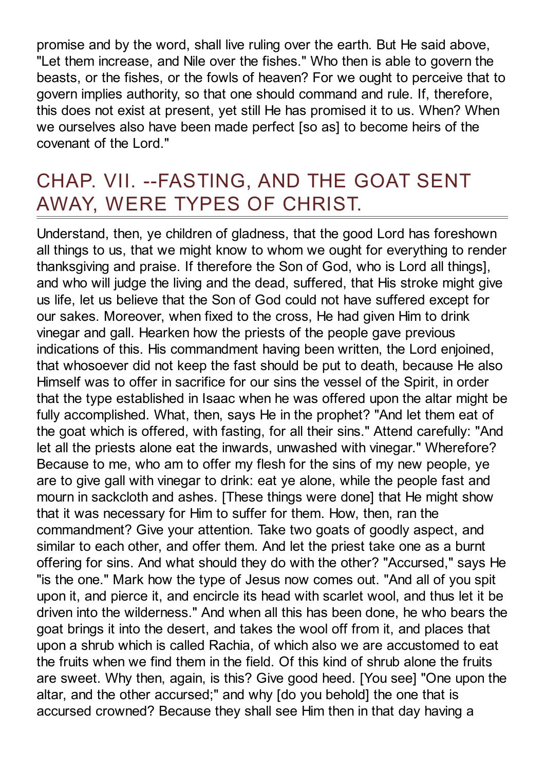promise and by the word, shall live ruling over the earth. But He said above, "Let them increase, and Nile over the fishes." Who then is able to govern the beasts, or the fishes, or the fowls of heaven? For we ought to perceive that to govern implies authority, so that one should command and rule. If, therefore, this does not exist at present, yet still He has promised it to us. When? When we ourselves also have been made perfect [so as] to become heirs of the covenant of the Lord."

## CHAP. VII. --FASTING, AND THE GOAT SENT AWAY, WERE TYPES OF CHRIST.

Understand, then, ye children of gladness, that the good Lord has foreshown all things to us, that we might know to whom we ought for everything to render thanksgiving and praise. If therefore the Son of God, who is Lord all things], and who will judge the living and the dead, suffered, that His stroke might give us life, let us believe that the Son of God could not have suffered except for our sakes. Moreover, when fixed to the cross, He had given Him to drink vinegar and gall. Hearken how the priests of the people gave previous indications of this. His commandment having been written, the Lord enjoined, that whosoever did not keep the fast should be put to death, because He also Himself was to offer in sacrifice for our sins the vessel of the Spirit, in order that the type established in Isaac when he was offered upon the altar might be fully accomplished. What, then, says He in the prophet? "And let them eat of the goat which is offered, with fasting, for all their sins." Attend carefully: "And let all the priests alone eat the inwards, unwashed with vinegar." Wherefore? Because to me, who am to offer my flesh for the sins of my new people, ye are to give gall with vinegar to drink: eat ye alone, while the people fast and mourn in sackcloth and ashes. [These things were done] that He might show that it was necessary for Him to suffer for them. How, then, ran the commandment? Give your attention. Take two goats of goodly aspect, and similar to each other, and offer them. And let the priest take one as a burnt offering for sins. And what should they do with the other? "Accursed," says He "is the one." Mark how the type of Jesus now comes out. "And all of you spit upon it, and pierce it, and encircle its head with scarlet wool, and thus let it be driven into the wilderness." And when all this has been done, he who bears the goat brings it into the desert, and takes the wool off from it, and places that upon a shrub which is called Rachia, of which also we are accustomed to eat the fruits when we find them in the field. Of this kind of shrub alone the fruits are sweet. Why then, again, is this? Give good heed. [You see] "One upon the altar, and the other accursed;" and why [do you behold] the one that is accursed crowned? Because they shall see Him then in that day having a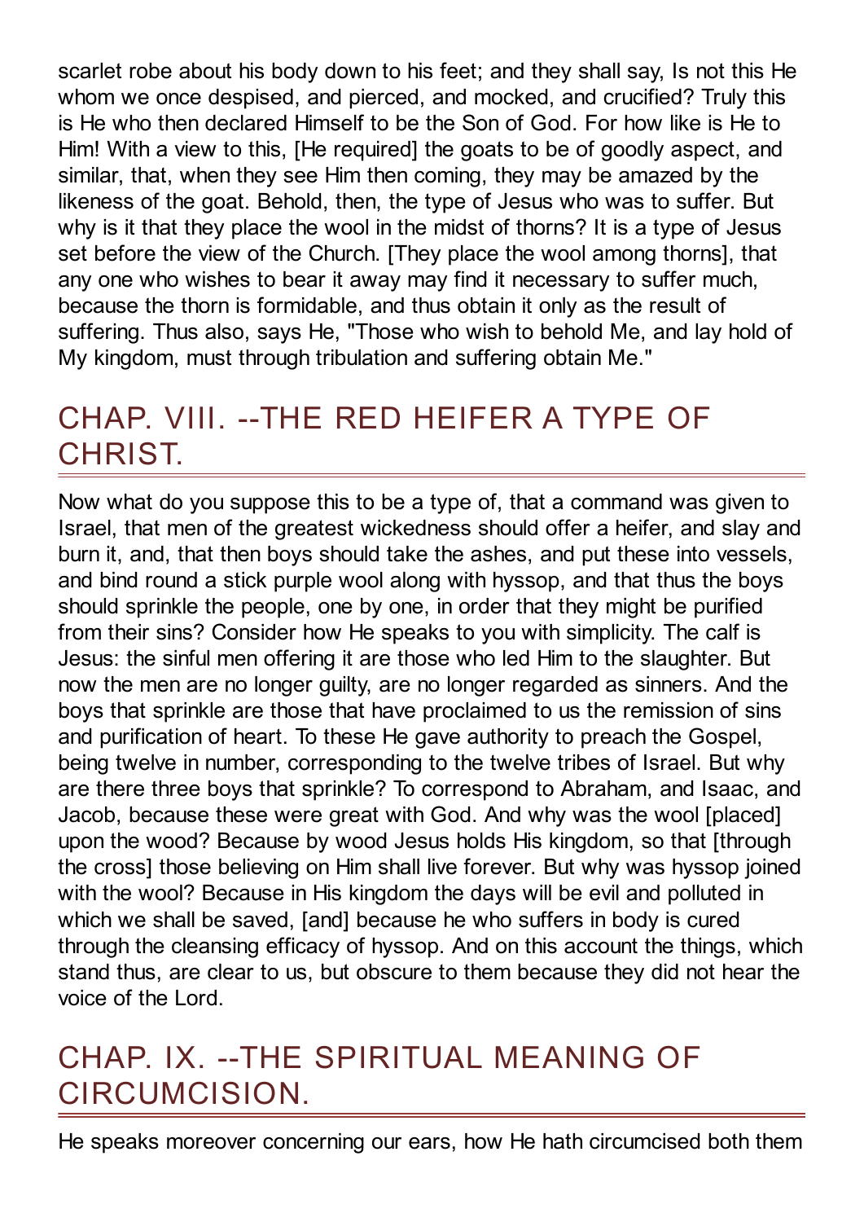scarlet robe about his body down to his feet; and they shall say, Is not this He whom we once despised, and pierced, and mocked, and crucified? Truly this is He who then declared Himself to be the Son of God. For how like is He to Him! With a view to this, [He required] the goats to be of goodly aspect, and similar, that, when they see Him then coming, they may be amazed by the likeness of the goat. Behold, then, the type of Jesus who was to suffer. But why is it that they place the wool in the midst of thorns? It is a type of Jesus set before the view of the Church. [They place the wool among thorns], that any one who wishes to bear it away may find it necessary to suffer much, because the thorn is formidable, and thus obtain it only as the result of suffering. Thus also, says He, "Those who wish to behold Me, and lay hold of My kingdom, must through tribulation and suffering obtain Me."

## CHAP. VIII. --THE RED HEIFER A TYPE OF CHRIST.

Now what do you suppose this to be a type of, that a command was given to Israel, that men of the greatest wickedness should offer a heifer, and slay and burn it, and, that then boys should take the ashes, and put these into vessels, and bind round a stick purple wool along with hyssop, and that thus the boys should sprinkle the people, one by one, in order that they might be purified from their sins? Consider how He speaks to you with simplicity. The calf is Jesus: the sinful men offering it are those who led Him to the slaughter. But now the men are no longer guilty, are no longer regarded as sinners. And the boys that sprinkle are those that have proclaimed to us the remission of sins and purification of heart. To these He gave authority to preach the Gospel, being twelve in number, corresponding to the twelve tribes of Israel. But why are there three boys that sprinkle? To correspond to Abraham, and Isaac, and Jacob, because these were great with God. And why was the wool [placed] upon the wood? Because by wood Jesus holds His kingdom, so that [through the cross] those believing on Him shall live forever. But why was hyssop joined with the wool? Because in His kingdom the days will be evil and polluted in which we shall be saved, [and] because he who suffers in body is cured through the cleansing efficacy of hyssop. And on this account the things, which stand thus, are clear to us, but obscure to them because they did not hear the voice of the Lord.

## CHAP. IX. --THE SPIRITUAL MEANING OF CIRCUMCISION.

He speaks moreover concerning our ears, how He hath circumcised both them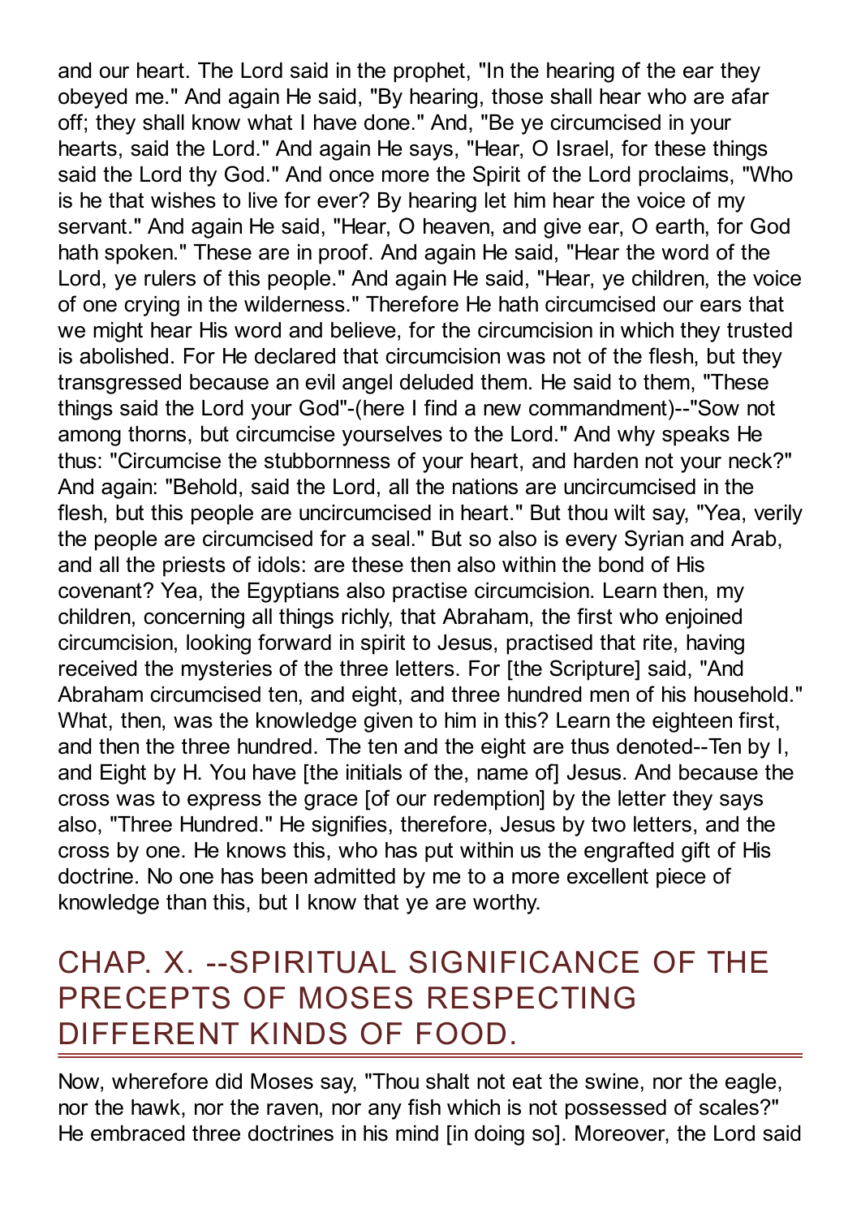and our heart. The Lord said in the prophet, "In the hearing of the ear they obeyed me." And again He said, "By hearing, those shall hear who are afar off; they shall know what I have done." And, "Be ye circumcised in your hearts, said the Lord." And again He says, "Hear, O Israel, for these things said the Lord thy God." And once more the Spirit of the Lord proclaims, "Who is he that wishes to live for ever? By hearing let him hear the voice of my servant." And again He said, "Hear, O heaven, and give ear, O earth, for God hath spoken." These are in proof. And again He said, "Hear the word of the Lord, ye rulers of this people." And again He said, "Hear, ye children, the voice of one crying in the wilderness." Therefore He hath circumcised our ears that we might hear His word and believe, for the circumcision in which they trusted is abolished. For He declared that circumcision was not of the flesh, but they transgressed because an evil angel deluded them. He said to them, "These things said the Lord your God"-(here I find a new commandment)--"Sow not among thorns, but circumcise yourselves to the Lord." And why speaks He thus: "Circumcise the stubbornness of your heart, and harden not your neck?" And again: "Behold, said the Lord, all the nations are uncircumcised in the flesh, but this people are uncircumcised in heart." But thou wilt say, "Yea, verily the people are circumcised for a seal." But so also is every Syrian and Arab, and all the priests of idols: are these then also within the bond of His covenant? Yea, the Egyptians also practise circumcision. Learn then, my children, concerning all things richly, that Abraham, the first who enjoined circumcision, looking forward in spirit to Jesus, practised that rite, having received the mysteries of the three letters. For [the Scripture] said, "And Abraham circumcised ten, and eight, and three hundred men of his household." What, then, was the knowledge given to him in this? Learn the eighteen first, and then the three hundred. The ten and the eight are thus denoted--Ten by I, and Eight by H. You have [the initials of the, name of] Jesus. And because the cross was to express the grace [of our redemption] by the letter they says also, "Three Hundred." He signifies, therefore, Jesus by two letters, and the cross by one. He knows this, who has put within us the engrafted gift of His doctrine. No one has been admitted by me to a more excellent piece of knowledge than this, but I know that ye are worthy.

## CHAP. X. --SPIRITUAL SIGNIFICANCE OF THE PRECEPTS OF MOSES RESPECTING DIFFERENT KINDS OF FOOD.

Now, wherefore did Moses say, "Thou shalt not eat the swine, nor the eagle, nor the hawk, nor the raven, nor any fish which is not possessed of scales?" He embraced three doctrines in his mind [in doing so]. Moreover, the Lord said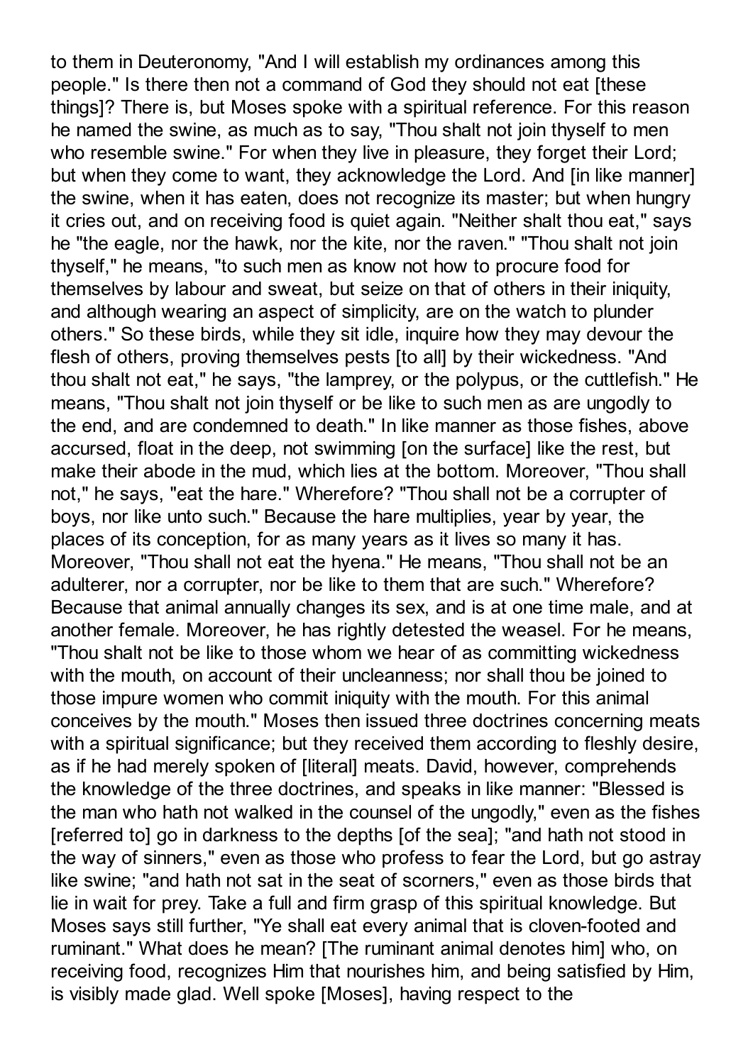to them in Deuteronomy, "And I will establish my ordinances among this people." Is there then not a command of God they should not eat [these things]? There is, but Moses spoke with a spiritual reference. For this reason he named the swine, as much as to say, "Thou shalt not join thyself to men who resemble swine." For when they live in pleasure, they forget their Lord; but when they come to want, they acknowledge the Lord. And [in like manner] the swine, when it has eaten, does not recognize its master; but when hungry it cries out, and on receiving food is quiet again. "Neither shalt thou eat," says he "the eagle, nor the hawk, nor the kite, nor the raven." "Thou shalt not join thyself," he means, "to such men as know not how to procure food for themselves by labour and sweat, but seize on that of others in their iniquity, and although wearing an aspect of simplicity, are on the watch to plunder others." So these birds, while they sit idle, inquire how they may devour the flesh of others, proving themselves pests [to all] by their wickedness. "And thou shalt not eat," he says, "the lamprey, or the polypus, or the cuttlefish." He means, "Thou shalt not join thyself or be like to such men as are ungodly to the end, and are condemned to death." In like manner as those fishes, above accursed, float in the deep, not swimming [on the surface] like the rest, but make their abode in the mud, which lies at the bottom. Moreover, "Thou shall not," he says, "eat the hare." Wherefore? "Thou shall not be a corrupter of boys, nor like unto such." Because the hare multiplies, year by year, the places of its conception, for as many years as it lives so many it has. Moreover, "Thou shall not eat the hyena." He means, "Thou shall not be an adulterer, nor a corrupter, nor be like to them that are such." Wherefore? Because that animal annually changes its sex, and is at one time male, and at another female. Moreover, he has rightly detested the weasel. For he means, "Thou shalt not be like to those whom we hear of as committing wickedness with the mouth, on account of their uncleanness; nor shall thou be joined to those impure women who commit iniquity with the mouth. For this animal conceives by the mouth." Moses then issued three doctrines concerning meats with a spiritual significance; but they received them according to fleshly desire, as if he had merely spoken of [literal] meats. David, however, comprehends the knowledge of the three doctrines, and speaks in like manner: "Blessed is the man who hath not walked in the counsel of the ungodly," even as the fishes [referred to] go in darkness to the depths [of the sea]; "and hath not stood in the way of sinners," even as those who profess to fear the Lord, but go astray like swine; "and hath not sat in the seat of scorners," even as those birds that lie in wait for prey. Take a full and firm grasp of this spiritual knowledge. But Moses says still further, "Ye shall eat every animal that is cloven-footed and ruminant." What does he mean? [The ruminant animal denotes him] who, on receiving food, recognizes Him that nourishes him, and being satisfied by Him, is visibly made glad. Well spoke [Moses], having respect to the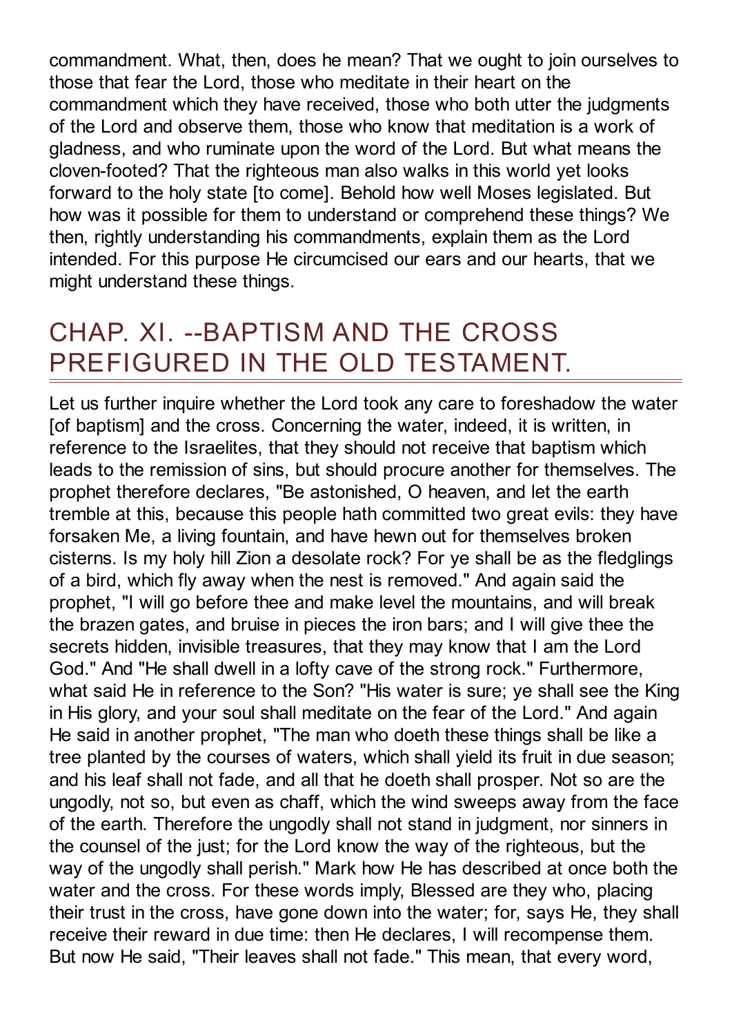commandment. What, then, does he mean? That we ought to join ourselves to those that fear the Lord, those who meditate in their heart on the commandment which they have received, those who both utter the judgments of the Lord and observe them, those who know that meditation is a work of gladness, and who ruminate upon the word of the Lord. But what means the cloven-footed? That the righteous man also walks in this world yet looks forward to the holy state [to come]. Behold how well Moses legislated. But how was it possible for them to understand or comprehend these things? We then, rightly understanding his commandments, explain them as the Lord intended. For this purpose He circumcised our ears and our hearts, that we might understand these things.

## CHAP. XI. --BAPTISM AND THE CROSS PREFIGURED IN THE OLD TESTAMENT.

Let us further inquire whether the Lord took any care to foreshadow the water [of baptism] and the cross. Concerning the water, indeed, it is written, in reference to the Israelites, that they should not receive that baptism which leads to the remission of sins, but should procure another for themselves. The prophet therefore declares, "Be astonished, O heaven, and let the earth tremble at this, because this people hath committed two great evils: they have forsaken Me, a living fountain, and have hewn out for themselves broken cisterns. Is my holy hill Zion a desolate rock? For ye shall be as the fledglings of a bird, which fly away when the nest is removed." And again said the prophet, "I will go before thee and make level the mountains, and will break the brazen gates, and bruise in pieces the iron bars; and I will give thee the secrets hidden, invisible treasures, that they may know that I am the Lord God." And "He shall dwell in a lofty cave of the strong rock." Furthermore, what said He in reference to the Son? "His water is sure; ye shall see the King in His glory, and your soul shall meditate on the fear of the Lord." And again He said in another prophet, "The man who doeth these things shall be like a tree planted by the courses of waters, which shall yield its fruit in due season; and his leaf shall not fade, and all that he doeth shall prosper. Not so are the ungodly, not so, but even as chaff, which the wind sweeps away from the face of the earth. Therefore the ungodly shall not stand in judgment, nor sinners in the counsel of the just; for the Lord know the way of the righteous, but the way of the ungodly shall perish." Mark how He has described at once both the water and the cross. For these words imply, Blessed are they who, placing their trust in the cross, have gone down into the water; for, says He, they shall receive their reward in due time: then He declares, I will recompense them. But now He said, "Their leaves shall not fade." This mean, that every word,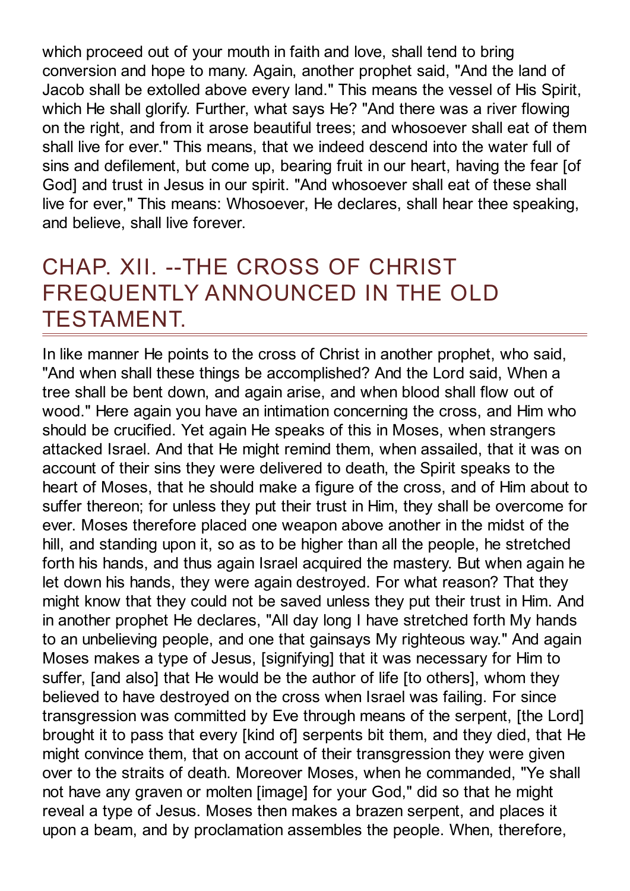which proceed out of your mouth in faith and love, shall tend to bring conversion and hope to many. Again, another prophet said, "And the land of Jacob shall be extolled above every land." This means the vessel of His Spirit, which He shall glorify. Further, what says He? "And there was a river flowing on the right, and from it arose beautiful trees; and whosoever shall eat of them shall live for ever." This means, that we indeed descend into the water full of sins and defilement, but come up, bearing fruit in our heart, having the fear [of God] and trust in Jesus in our spirit. "And whosoever shall eat of these shall live for ever," This means: Whosoever, He declares, shall hear thee speaking, and believe, shall live forever.

## CHAP. XII. --THE CROSS OF CHRIST FREQUENTLY ANNOUNCED IN THE OLD TESTAMENT.

In like manner He points to the cross of Christ in another prophet, who said, "And when shall these things be accomplished? And the Lord said, When a tree shall be bent down, and again arise, and when blood shall flow out of wood." Here again you have an intimation concerning the cross, and Him who should be crucified. Yet again He speaks of this in Moses, when strangers attacked Israel. And that He might remind them, when assailed, that it was on account of their sins they were delivered to death, the Spirit speaks to the heart of Moses, that he should make a figure of the cross, and of Him about to suffer thereon; for unless they put their trust in Him, they shall be overcome for ever. Moses therefore placed one weapon above another in the midst of the hill, and standing upon it, so as to be higher than all the people, he stretched forth his hands, and thus again Israel acquired the mastery. But when again he let down his hands, they were again destroyed. For what reason? That they might know that they could not be saved unless they put their trust in Him. And in another prophet He declares, "All day long I have stretched forth My hands to an unbelieving people, and one that gainsays My righteous way." And again Moses makes a type of Jesus, [signifying] that it was necessary for Him to suffer, [and also] that He would be the author of life [to others], whom they believed to have destroyed on the cross when Israel was failing. For since transgression was committed by Eve through means of the serpent, [the Lord] brought it to pass that every [kind of] serpents bit them, and they died, that He might convince them, that on account of their transgression they were given over to the straits of death. Moreover Moses, when he commanded, "Ye shall not have any graven or molten [image] for your God," did so that he might reveal a type of Jesus. Moses then makes a brazen serpent, and places it upon a beam, and by proclamation assembles the people. When, therefore,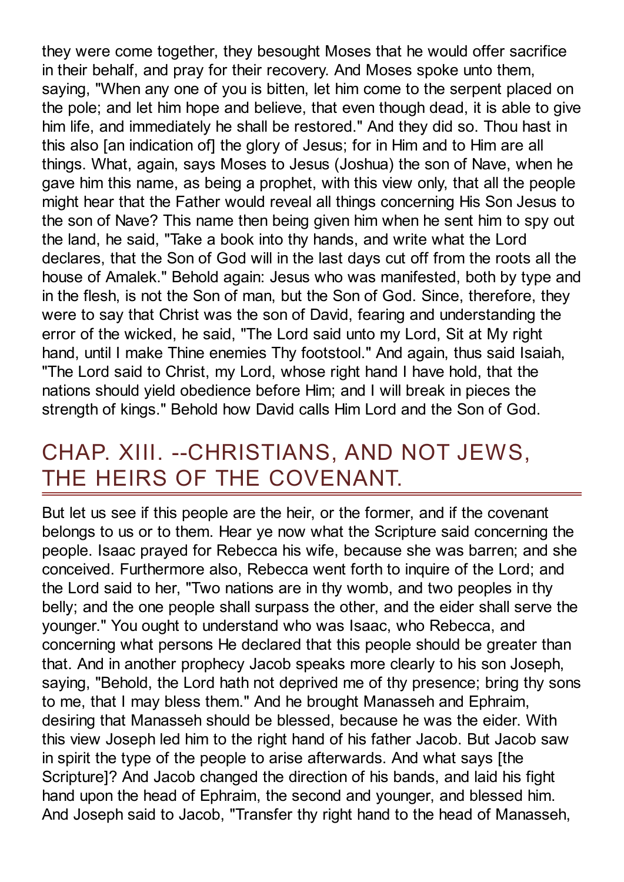they were come together, they besought Moses that he would offer sacrifice in their behalf, and pray for their recovery. And Moses spoke unto them, saying, "When any one of you is bitten, let him come to the serpent placed on the pole; and let him hope and believe, that even though dead, it is able to give him life, and immediately he shall be restored." And they did so. Thou hast in this also [an indication of] the glory of Jesus; for in Him and to Him are all things. What, again, says Moses to Jesus (Joshua) the son of Nave, when he gave him this name, as being a prophet, with this view only, that all the people might hear that the Father would reveal all things concerning His Son Jesus to the son of Nave? This name then being given him when he sent him to spy out the land, he said, "Take a book into thy hands, and write what the Lord declares, that the Son of God will in the last days cut off from the roots all the house of Amalek." Behold again: Jesus who was manifested, both by type and in the flesh, is not the Son of man, but the Son of God. Since, therefore, they were to say that Christ was the son of David, fearing and understanding the error of the wicked, he said, "The Lord said unto my Lord, Sit at My right hand, until I make Thine enemies Thy footstool." And again, thus said Isaiah, "The Lord said to Christ, my Lord, whose right hand I have hold, that the nations should yield obedience before Him; and I will break in pieces the strength of kings." Behold how David calls Him Lord and the Son of God.

## CHAP. XIII. --CHRISTIANS, AND NOT JEWS, THE HEIRS OF THE COVENANT.

But let us see if this people are the heir, or the former, and if the covenant belongs to us or to them. Hear ye now what the Scripture said concerning the people. Isaac prayed for Rebecca his wife, because she was barren; and she conceived. Furthermore also, Rebecca went forth to inquire of the Lord; and the Lord said to her, "Two nations are in thy womb, and two peoples in thy belly; and the one people shall surpass the other, and the eider shall serve the younger." You ought to understand who was Isaac, who Rebecca, and concerning what persons He declared that this people should be greater than that. And in another prophecy Jacob speaks more clearly to his son Joseph, saying, "Behold, the Lord hath not deprived me of thy presence; bring thy sons to me, that I may bless them." And he brought Manasseh and Ephraim, desiring that Manasseh should be blessed, because he was the eider. With this view Joseph led him to the right hand of his father Jacob. But Jacob saw in spirit the type of the people to arise afterwards. And what says [the Scripture]? And Jacob changed the direction of his bands, and laid his fight hand upon the head of Ephraim, the second and younger, and blessed him. And Joseph said to Jacob, "Transfer thy right hand to the head of Manasseh,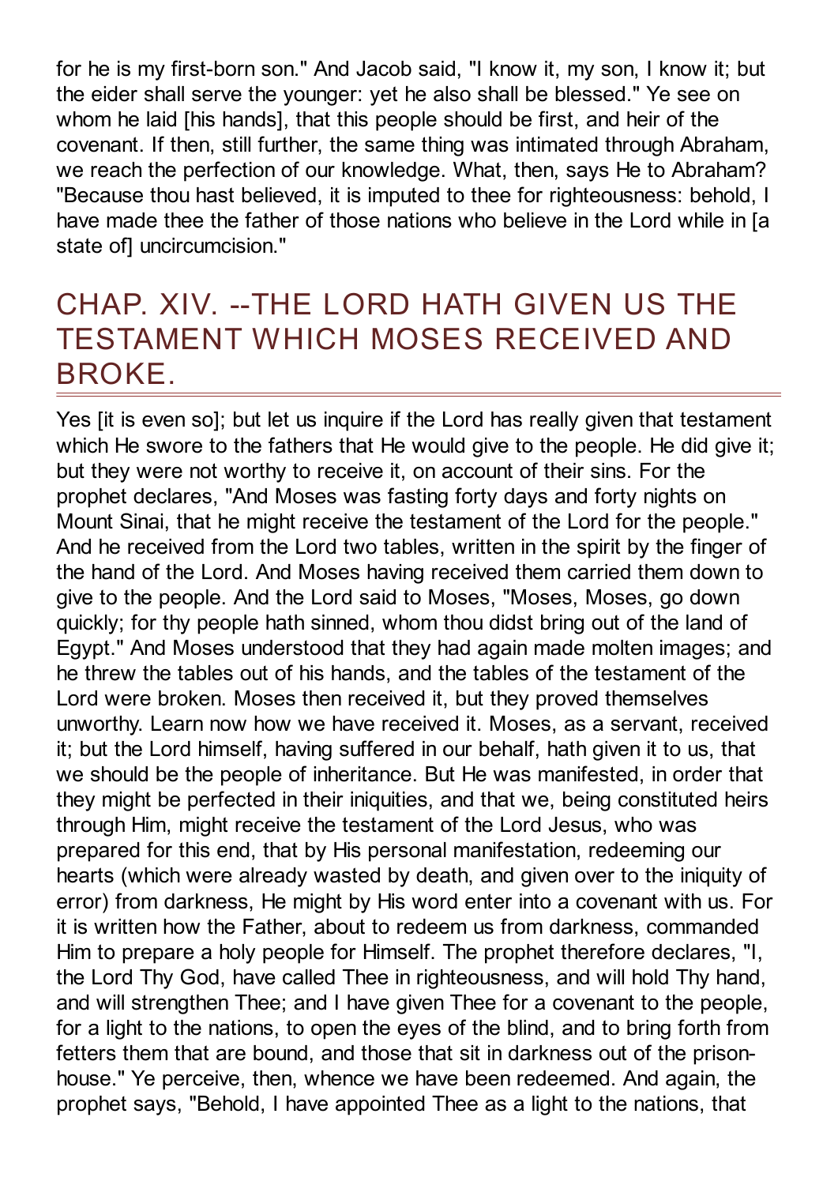for he is my first-born son." And Jacob said, "I know it, my son, I know it; but the eider shall serve the younger: yet he also shall be blessed." Ye see on whom he laid [his hands], that this people should be first, and heir of the covenant. If then, still further, the same thing was intimated through Abraham, we reach the perfection of our knowledge. What, then, says He to Abraham? "Because thou hast believed, it is imputed to thee for righteousness: behold, I have made thee the father of those nations who believe in the Lord while in [a state of] uncircumcision."

## CHAP. XIV. --THE LORD HATH GIVEN US THE TESTAMENT WHICH MOSES RECEIVED AND BROKE.

Yes [it is even so]; but let us inquire if the Lord has really given that testament which He swore to the fathers that He would give to the people. He did give it; but they were not worthy to receive it, on account of their sins. For the prophet declares, "And Moses was fasting forty days and forty nights on Mount Sinai, that he might receive the testament of the Lord for the people." And he received from the Lord two tables, written in the spirit by the finger of the hand of the Lord. And Moses having received them carried them down to give to the people. And the Lord said to Moses, "Moses, Moses, go down quickly; for thy people hath sinned, whom thou didst bring out of the land of Egypt." And Moses understood that they had again made molten images; and he threw the tables out of his hands, and the tables of the testament of the Lord were broken. Moses then received it, but they proved themselves unworthy. Learn now how we have received it. Moses, as a servant, received it; but the Lord himself, having suffered in our behalf, hath given it to us, that we should be the people of inheritance. But He was manifested, in order that they might be perfected in their iniquities, and that we, being constituted heirs through Him, might receive the testament of the Lord Jesus, who was prepared for this end, that by His personal manifestation, redeeming our hearts (which were already wasted by death, and given over to the iniquity of error) from darkness, He might by His word enter into a covenant with us. For it is written how the Father, about to redeem us from darkness, commanded Him to prepare a holy people for Himself. The prophet therefore declares, "I, the Lord Thy God, have called Thee in righteousness, and will hold Thy hand, and will strengthen Thee; and I have given Thee for a covenant to the people, for a light to the nations, to open the eyes of the blind, and to bring forth from fetters them that are bound, and those that sit in darkness out of the prison-house." Ye perceive, then, whence we have been redeemed. And again, the prophet says, "Behold, I have appointed Thee as a light to the nations, that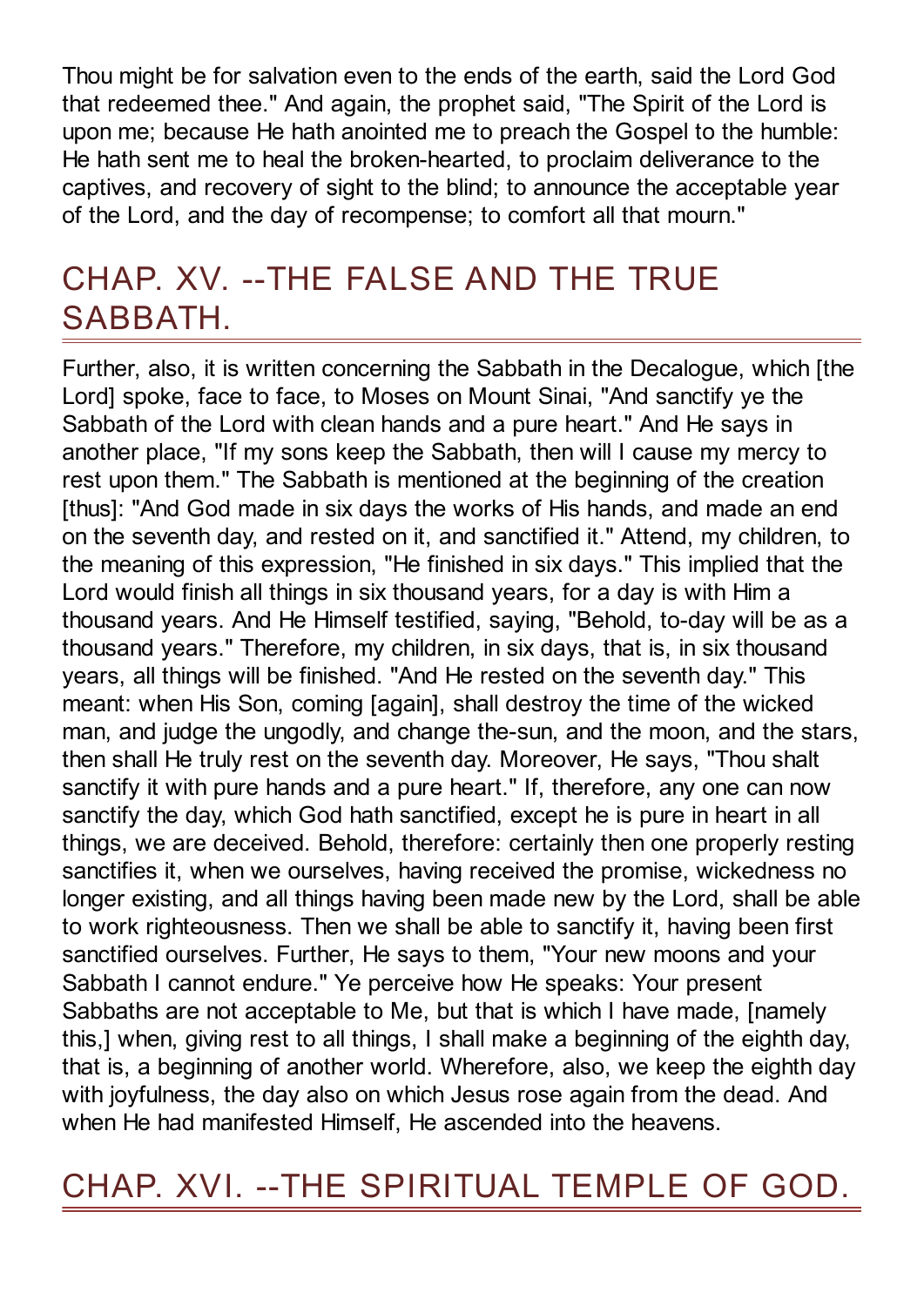Thou might be for salvation even to the ends of the earth, said the Lord God that redeemed thee." And again, the prophet said, "The Spirit of the Lord is upon me; because He hath anointed me to preach the Gospel to the humble: He hath sent me to heal the broken-hearted, to proclaim deliverance to the captives, and recovery of sight to the blind; to announce the acceptable year of the Lord, and the day of recompense; to comfort all that mourn."

## CHAP. XV. --THE FALSE AND THE TRUE SABBATH.

Further, also, it is written concerning the Sabbath in the Decalogue, which [the Lord] spoke, face to face, to Moses on Mount Sinai, "And sanctify ye the Sabbath of the Lord with clean hands and a pure heart." And He says in another place, "If my sons keep the Sabbath, then will I cause my mercy to rest upon them." The Sabbath is mentioned at the beginning of the creation [thus]: "And God made in six days the works of His hands, and made an end on the seventh day, and rested on it, and sanctified it." Attend, my children, to the meaning of this expression, "He finished in six days." This implied that the Lord would finish all things in six thousand years, for a day is with Him a thousand years. And He Himself testified, saying, "Behold, to-day will be as a thousand years." Therefore, my children, in six days, that is, in six thousand years, all things will be finished. "And He rested on the seventh day." This meant: when His Son, coming [again], shall destroy the time of the wicked man, and judge the ungodly, and change the-sun, and the moon, and the stars, then shall He truly rest on the seventh day. Moreover, He says, "Thou shalt sanctify it with pure hands and a pure heart." If, therefore, any one can now sanctify the day, which God hath sanctified, except he is pure in heart in all things, we are deceived. Behold, therefore: certainly then one properly resting sanctifies it, when we ourselves, having received the promise, wickedness no longer existing, and all things having been made new by the Lord, shall be able to work righteousness. Then we shall be able to sanctify it, having been first sanctified ourselves. Further, He says to them, "Your new moons and your Sabbath I cannot endure." Ye perceive how He speaks: Your present Sabbaths are not acceptable to Me, but that is which I have made, [namely this,] when, giving rest to all things, I shall make a beginning of the eighth day, that is, a beginning of another world. Wherefore, also, we keep the eighth day with joyfulness, the day also on which Jesus rose again from the dead. And when He had manifested Himself, He ascended into the heavens.

## CHAP. XVI. --THE SPIRITUAL TEMPLE OF GOD.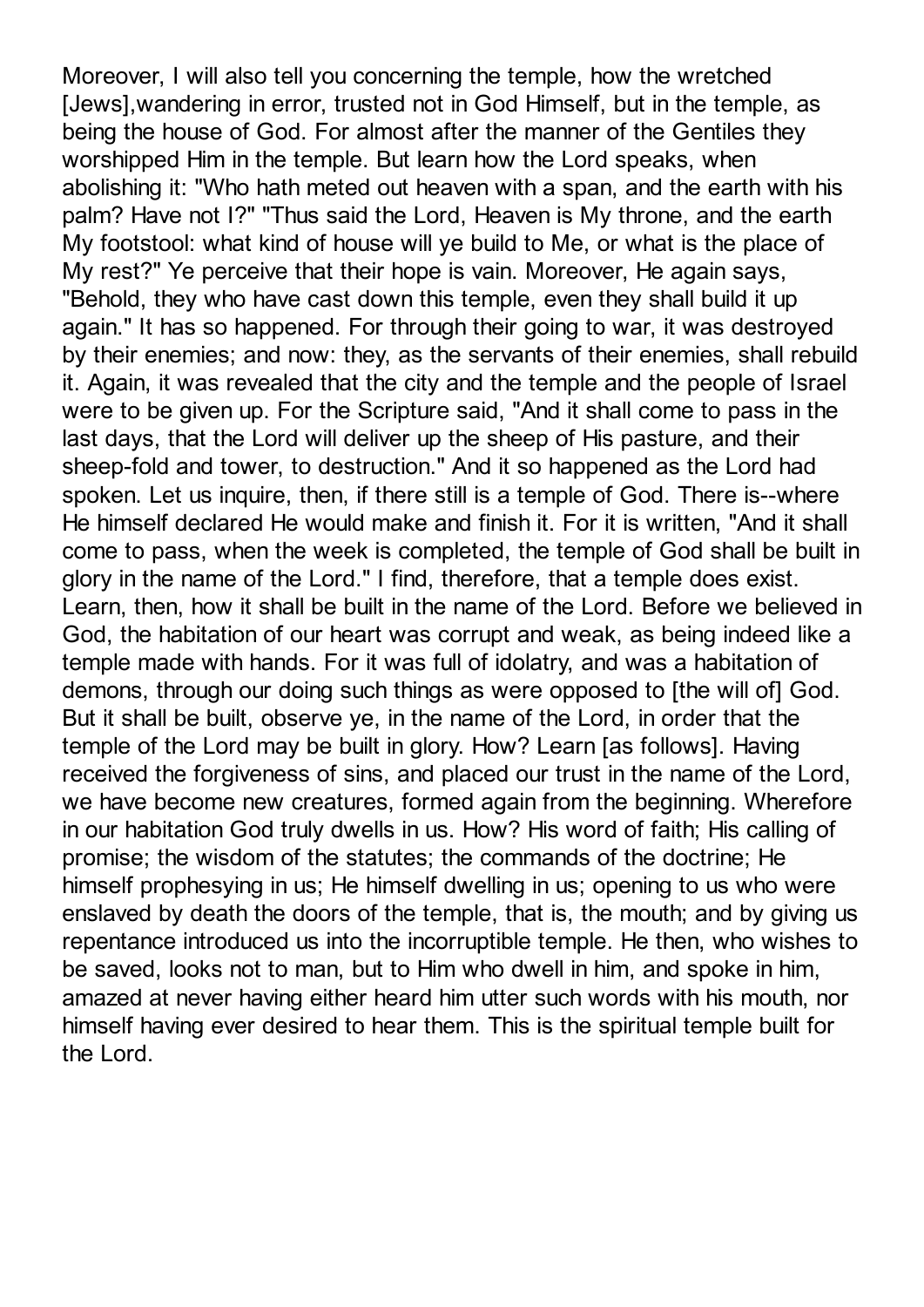Moreover, I will also tell you concerning the temple, how the wretched [Jews],wandering in error, trusted not in God Himself, but in the temple, as being the house of God. For almost after the manner of the Gentiles they worshipped Him in the temple. But learn how the Lord speaks, when abolishing it: "Who hath meted out heaven with a span, and the earth with his palm? Have not I?" "Thus said the Lord, Heaven is My throne, and the earth My footstool: what kind of house will ye build to Me, or what is the place of My rest?" Ye perceive that their hope is vain. Moreover, He again says, "Behold, they who have cast down this temple, even they shall build it up again." It has so happened. For through their going to war, it was destroyed by their enemies; and now: they, as the servants of their enemies, shall rebuild it. Again, it was revealed that the city and the temple and the people of Israel were to be given up. For the Scripture said, "And it shall come to pass in the last days, that the Lord will deliver up the sheep of His pasture, and their sheep-fold and tower, to destruction." And it so happened as the Lord had spoken. Let us inquire, then, if there still is a temple of God. There is--where He himself declared He would make and finish it. For it is written, "And it shall come to pass, when the week is completed, the temple of God shall be built in glory in the name of the Lord." I find, therefore, that a temple does exist. Learn, then, how it shall be built in the name of the Lord. Before we believed in God, the habitation of our heart was corrupt and weak, as being indeed like a temple made with hands. For it was full of idolatry, and was a habitation of demons, through our doing such things as were opposed to [the will of] God. But it shall be built, observe ye, in the name of the Lord, in order that the temple of the Lord may be built in glory. How? Learn [as follows]. Having received the forgiveness of sins, and placed our trust in the name of the Lord, we have become new creatures, formed again from the beginning. Wherefore in our habitation God truly dwells in us. How? His word of faith; His calling of promise; the wisdom of the statutes; the commands of the doctrine; He himself prophesying in us; He himself dwelling in us; opening to us who were enslaved by death the doors of the temple, that is, the mouth; and by giving us repentance introduced us into the incorruptible temple. He then, who wishes to be saved, looks not to man, but to Him who dwell in him, and spoke in him, amazed at never having either heard him utter such words with his mouth, nor himself having ever desired to hear them. This is the spiritual temple built for the Lord.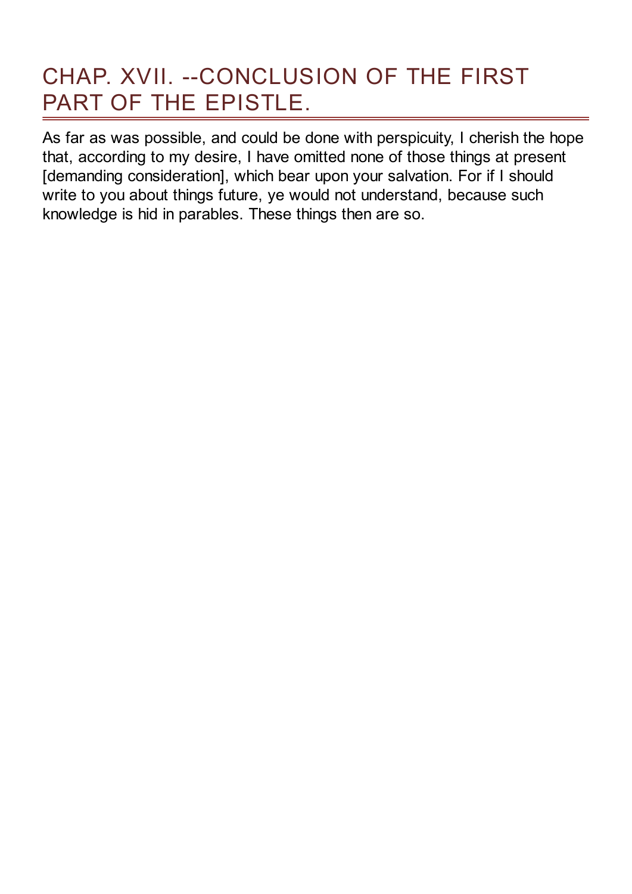## CHAP. XVII. --CONCLUSION OF THE FIRST PART OF THE EPISTLE.

As far as was possible, and could be done with perspicuity, I cherish the hope that, according to my desire, I have omitted none of those things at present [demanding consideration], which bear upon your salvation. For if I should write to you about things future, ye would not understand, because such knowledge is hid in parables. These things then are so.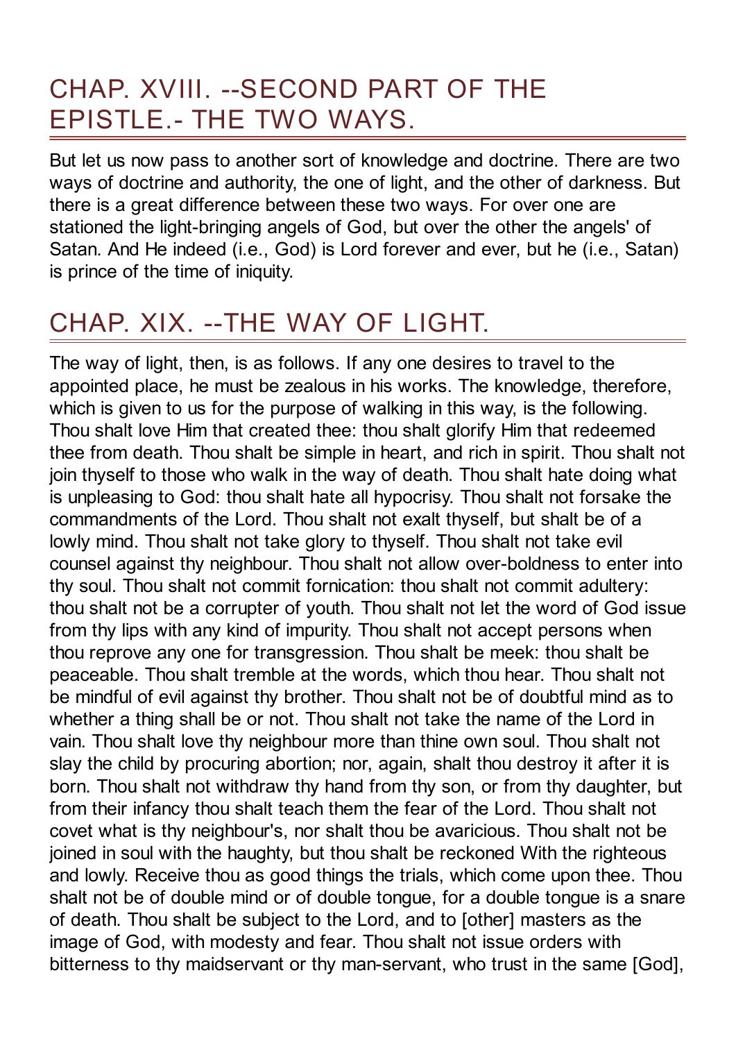## CHAP. XVIII. --SECOND PART OF THE EPISTLE.- THE TWO WAYS.

But let us now pass to another sort of knowledge and doctrine. There are two ways of doctrine and authority, the one of light, and the other of darkness. But there is a great difference between these two ways. For over one are stationed the light-bringing angels of God, but over the other the angels' of Satan. And He indeed (i.e., God) is Lord forever and ever, but he (i.e., Satan) is prince of the time of iniquity.

## CHAP. XIX. --THE WAY OF LIGHT.

The way of light, then, is as follows. If any one desires to travel to the appointed place, he must be zealous in his works. The knowledge, therefore, which is given to us for the purpose of walking in this way, is the following. Thou shalt love Him that created thee: thou shalt glorify Him that redeemed thee from death. Thou shalt be simple in heart, and rich in spirit. Thou shalt not join thyself to those who walk in the way of death. Thou shalt hate doing what is unpleasing to God: thou shalt hate all hypocrisy. Thou shalt not forsake the commandments of the Lord. Thou shalt not exalt thyself, but shalt be of a lowly mind. Thou shalt not take glory to thyself. Thou shalt not take evil counsel against thy neighbour. Thou shalt not allow over-boldness to enter into thy soul. Thou shalt not commit fornication: thou shalt not commit adultery: thou shalt not be a corrupter of youth. Thou shalt not let the word of God issue from thy lips with any kind of impurity. Thou shalt not accept persons when thou reprove any one for transgression. Thou shalt be meek: thou shalt be peaceable. Thou shalt tremble at the words, which thou hear. Thou shalt not be mindful of evil against thy brother. Thou shalt not be of doubtful mind as to whether a thing shall be or not. Thou shalt not take the name of the Lord in vain. Thou shalt love thy neighbour more than thine own soul. Thou shalt not slay the child by procuring abortion; nor, again, shalt thou destroy it after it is born. Thou shalt not withdraw thy hand from thy son, or from thy daughter, but from their infancy thou shalt teach them the fear of the Lord. Thou shalt not covet what is thy neighbour's, nor shalt thou be avaricious. Thou shalt not be joined in soul with the haughty, but thou shalt be reckoned With the righteous and lowly. Receive thou as good things the trials, which come upon thee. Thou shalt not be of double mind or of double tongue, for a double tongue is a snare of death. Thou shalt be subject to the Lord, and to [other] masters as the image of God, with modesty and fear. Thou shalt not issue orders with bitterness to thy maidservant or thy man-servant, who trust in the same [God],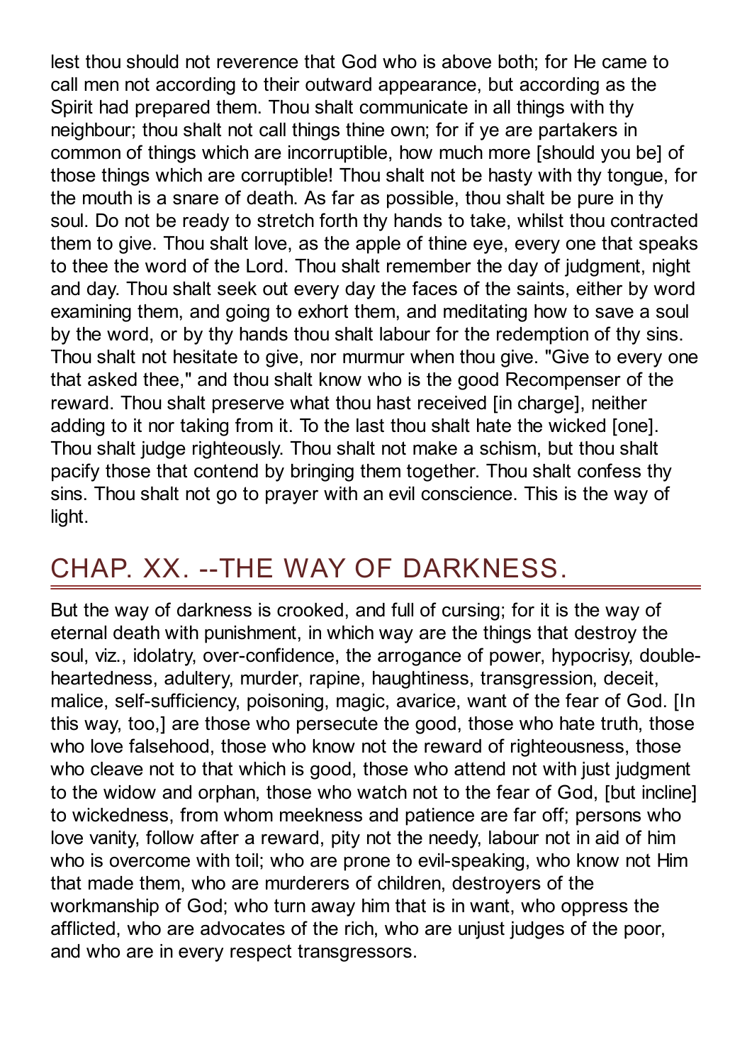lest thou should not reverence that God who is above both; for He came to call men not according to their outward appearance, but according as the Spirit had prepared them. Thou shalt communicate in all things with thy neighbour; thou shalt not call things thine own; for if ye are partakers in common of things which are incorruptible, how much more [should you be] of those things which are corruptible! Thou shalt not be hasty with thy tongue, for the mouth is a snare of death. As far as possible, thou shalt be pure in thy soul. Do not be ready to stretch forth thy hands to take, whilst thou contracted them to give. Thou shalt love, as the apple of thine eye, every one that speaks to thee the word of the Lord. Thou shalt remember the day of judgment, night and day. Thou shalt seek out every day the faces of the saints, either by word examining them, and going to exhort them, and meditating how to save a soul by the word, or by thy hands thou shalt labour for the redemption of thy sins. Thou shalt not hesitate to give, nor murmur when thou give. "Give to every one that asked thee," and thou shalt know who is the good Recompenser of the reward. Thou shalt preserve what thou hast received [in charge], neither adding to it nor taking from it. To the last thou shalt hate the wicked [one]. Thou shalt judge righteously. Thou shalt not make a schism, but thou shalt pacify those that contend by bringing them together. Thou shalt confess thy sins. Thou shalt not go to prayer with an evil conscience. This is the way of light.

## CHAP. XX. --THE WAY OF DARKNESS.

But the way of darkness is crooked, and full of cursing; for it is the way of eternal death with punishment, in which way are the things that destroy the soul, viz., idolatry, over-confidence, the arrogance of power, hypocrisy, double-heartedness, adultery, murder, rapine, haughtiness, transgression, deceit, malice, self-sufficiency, poisoning, magic, avarice, want of the fear of God. [In this way, too,] are those who persecute the good, those who hate truth, those who love falsehood, those who know not the reward of righteousness, those who cleave not to that which is good, those who attend not with just judgment to the widow and orphan, those who watch not to the fear of God, [but incline] to wickedness, from whom meekness and patience are far off; persons who love vanity, follow after a reward, pity not the needy, labour not in aid of him who is overcome with toil; who are prone to evil-speaking, who know not Him that made them, who are murderers of children, destroyers of the workmanship of God; who turn away him that is in want, who oppress the afflicted, who are advocates of the rich, who are unjust judges of the poor, and who are in every respect transgressors.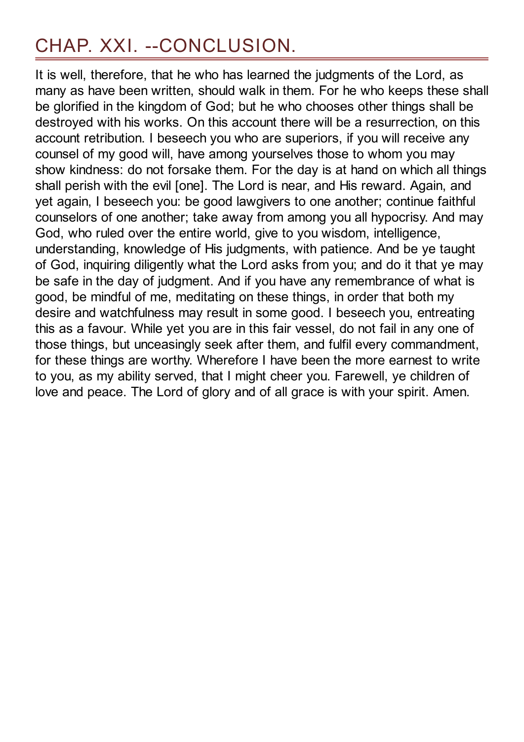## CHAP. XXI. --CONCLUSION.

It is well, therefore, that he who has learned the judgments of the Lord, as many as have been written, should walk in them. For he who keeps these shall be glorified in the kingdom of God; but he who chooses other things shall be destroyed with his works. On this account there will be a resurrection, on this account retribution. I beseech you who are superiors, if you will receive any counsel of my good will, have among yourselves those to whom you may show kindness: do not forsake them. For the day is at hand on which all things shall perish with the evil [one]. The Lord is near, and His reward. Again, and yet again, I beseech you: be good lawgivers to one another; continue faithful counselors of one another; take away from among you all hypocrisy. And may God, who ruled over the entire world, give to you wisdom, intelligence, understanding, knowledge of His judgments, with patience. And be ye taught of God, inquiring diligently what the Lord asks from you; and do it that ye may be safe in the day of judgment. And if you have any remembrance of what is good, be mindful of me, meditating on these things, in order that both my desire and watchfulness may result in some good. I beseech you, entreating this as a favour. While yet you are in this fair vessel, do not fail in any one of those things, but unceasingly seek after them, and fulfil every commandment, for these things are worthy. Wherefore I have been the more earnest to write to you, as my ability served, that I might cheer you. Farewell, ye children of love and peace. The Lord of glory and of all grace is with your spirit. Amen.